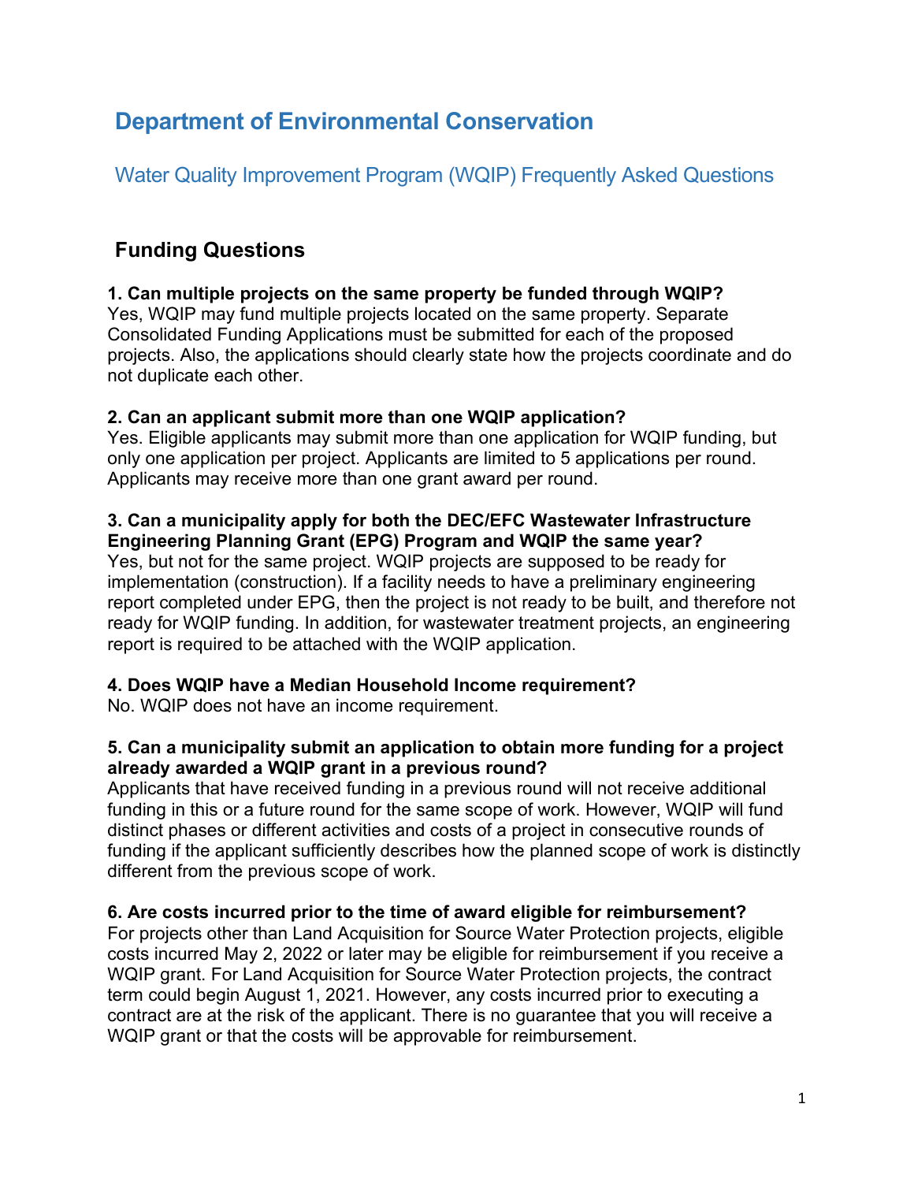# Department of Environmental Conservation

## Water Quality Improvement Program (WQIP) Frequently Asked Questions

## Funding Questions

**1. Can multiple projects on the same property be funded through WQIP?**
Yes, WQIP may fund multiple projects located on the same property. Separate Consolidated Funding Applications must be submitted for each of the proposed projects. Also, the applications should clearly state how the projects coordinate and do not duplicate each other.

**2. Can an applicant submit more than one WQIP application?**
Yes. Eligible applicants may submit more than one application for WQIP funding, but only one application per project. Applicants are limited to 5 applications per round. Applicants may receive more than one grant award per round.

**3. Can a municipality apply for both the DEC/EFC Wastewater Infrastructure Engineering Planning Grant (EPG) Program and WQIP the same year?**
Yes, but not for the same project. WQIP projects are supposed to be ready for implementation (construction). If a facility needs to have a preliminary engineering report completed under EPG, then the project is not ready to be built, and therefore not ready for WQIP funding. In addition, for wastewater treatment projects, an engineering report is required to be attached with the WQIP application.

**4. Does WQIP have a Median Household Income requirement?**
No. WQIP does not have an income requirement.

**5. Can a municipality submit an application to obtain more funding for a project already awarded a WQIP grant in a previous round?**
Applicants that have received funding in a previous round will not receive additional funding in this or a future round for the same scope of work. However, WQIP will fund distinct phases or different activities and costs of a project in consecutive rounds of funding if the applicant sufficiently describes how the planned scope of work is distinctly different from the previous scope of work.

**6. Are costs incurred prior to the time of award eligible for reimbursement?**
For projects other than Land Acquisition for Source Water Protection projects, eligible costs incurred May 2, 2022 or later may be eligible for reimbursement if you receive a WQIP grant. For Land Acquisition for Source Water Protection projects, the contract term could begin August 1, 2021. However, any costs incurred prior to executing a contract are at the risk of the applicant. There is no guarantee that you will receive a WQIP grant or that the costs will be approvable for reimbursement.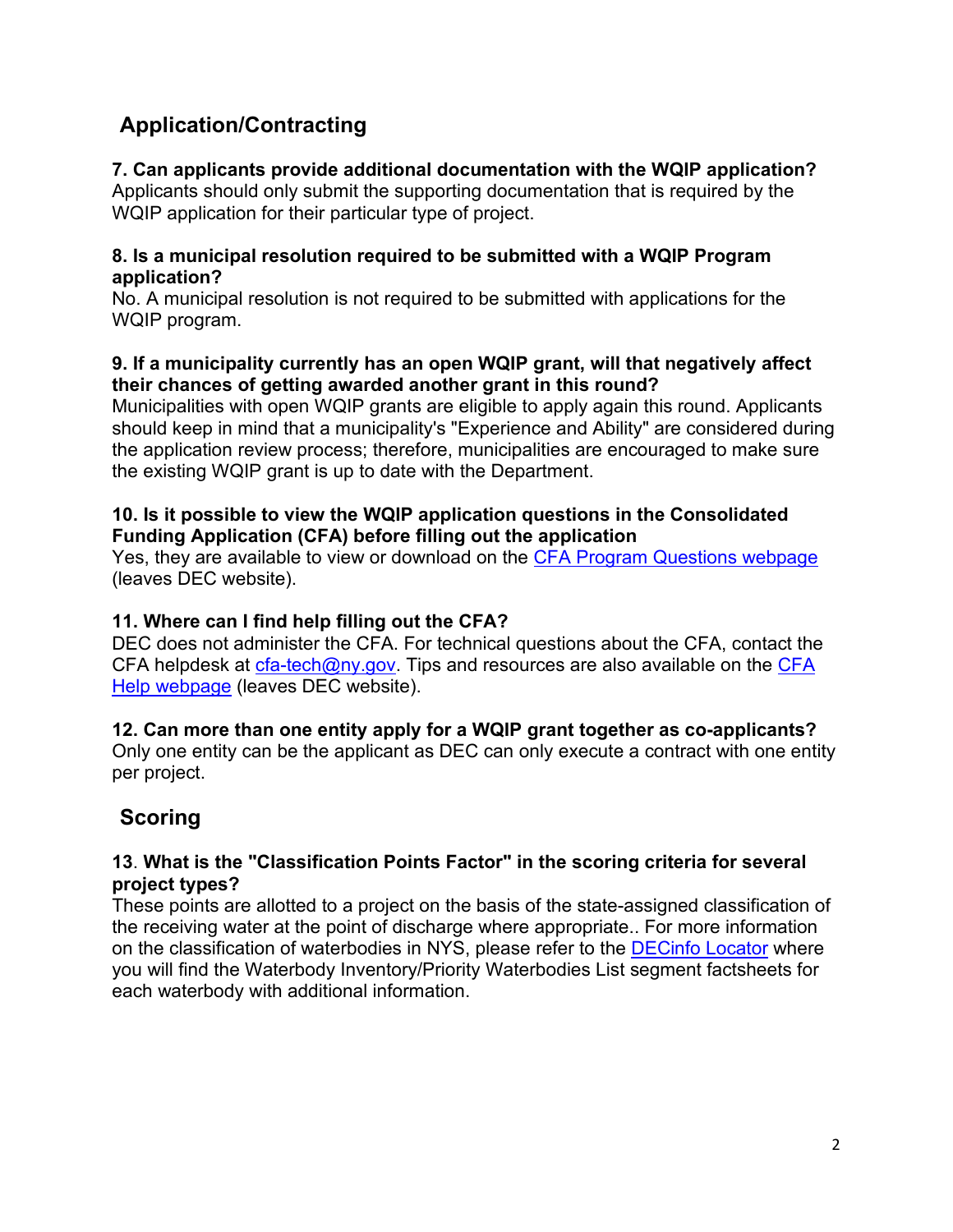## Application/Contracting

**7. Can applicants provide additional documentation with the WQIP application?**
Applicants should only submit the supporting documentation that is required by the WQIP application for their particular type of project.

**8. Is a municipal resolution required to be submitted with a WQIP Program application?**
No. A municipal resolution is not required to be submitted with applications for the WQIP program.

**9. If a municipality currently has an open WQIP grant, will that negatively affect their chances of getting awarded another grant in this round?**
Municipalities with open WQIP grants are eligible to apply again this round. Applicants should keep in mind that a municipality's "Experience and Ability" are considered during the application review process; therefore, municipalities are encouraged to make sure the existing WQIP grant is up to date with the Department.

**10. Is it possible to view the WQIP application questions in the Consolidated Funding Application (CFA) before filling out the application**
Yes, they are available to view or download on the CFA Program Questions webpage (leaves DEC website).

**11. Where can I find help filling out the CFA?**
DEC does not administer the CFA. For technical questions about the CFA, contact the CFA helpdesk at cfa-tech@ny.gov. Tips and resources are also available on the CFA Help webpage (leaves DEC website).

**12. Can more than one entity apply for a WQIP grant together as co-applicants?**
Only one entity can be the applicant as DEC can only execute a contract with one entity per project.

## Scoring

13. **What is the "Classification Points Factor" in the scoring criteria for several project types?**
These points are allotted to a project on the basis of the state-assigned classification of the receiving water at the point of discharge where appropriate.. For more information on the classification of waterbodies in NYS, please refer to the DECinfo Locator where you will find the Waterbody Inventory/Priority Waterbodies List segment factsheets for each waterbody with additional information.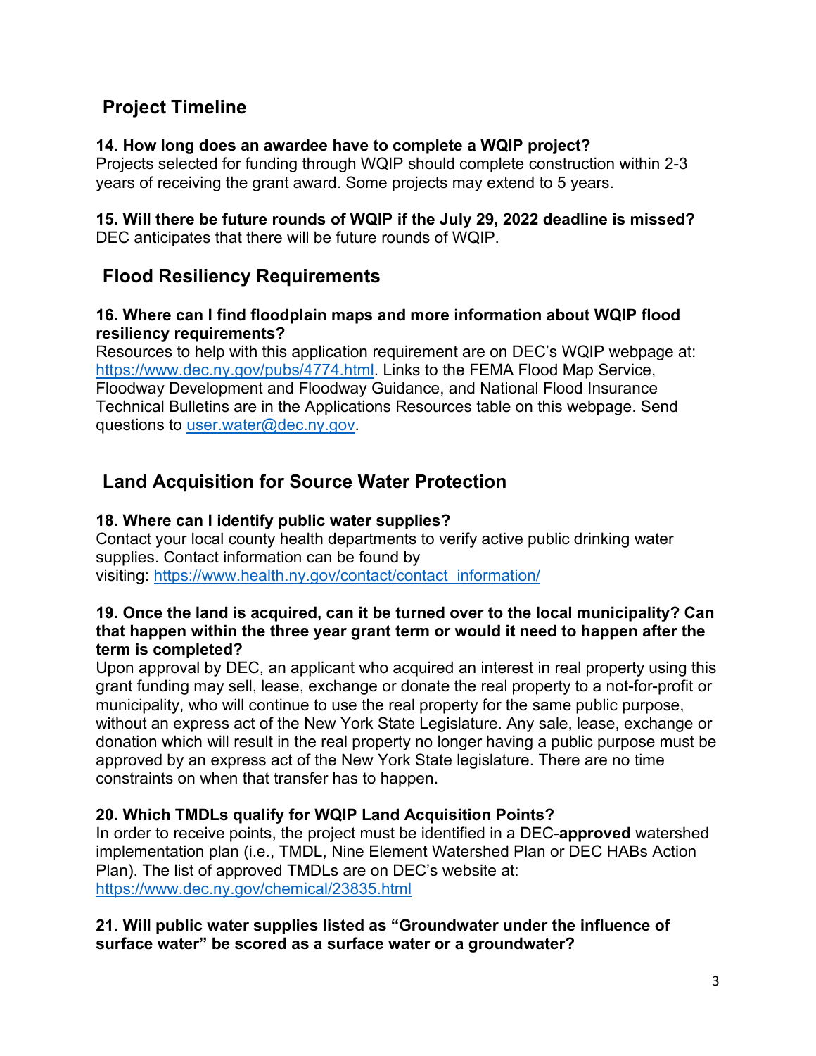## Project Timeline

**14. How long does an awardee have to complete a WQIP project?**
Projects selected for funding through WQIP should complete construction within 2-3 years of receiving the grant award. Some projects may extend to 5 years.

**15. Will there be future rounds of WQIP if the July 29, 2022 deadline is missed?**
DEC anticipates that there will be future rounds of WQIP.

## Flood Resiliency Requirements

**16. Where can I find floodplain maps and more information about WQIP flood resiliency requirements?**
Resources to help with this application requirement are on DEC's WQIP webpage at: https://www.dec.ny.gov/pubs/4774.html. Links to the FEMA Flood Map Service, Floodway Development and Floodway Guidance, and National Flood Insurance Technical Bulletins are in the Applications Resources table on this webpage. Send questions to user.water@dec.ny.gov.

## Land Acquisition for Source Water Protection

**18. Where can I identify public water supplies?**
Contact your local county health departments to verify active public drinking water supplies. Contact information can be found by visiting: https://www.health.ny.gov/contact/contact_information/

**19. Once the land is acquired, can it be turned over to the local municipality? Can that happen within the three year grant term or would it need to happen after the term is completed?**
Upon approval by DEC, an applicant who acquired an interest in real property using this grant funding may sell, lease, exchange or donate the real property to a not-for-profit or municipality, who will continue to use the real property for the same public purpose, without an express act of the New York State Legislature. Any sale, lease, exchange or donation which will result in the real property no longer having a public purpose must be approved by an express act of the New York State legislature. There are no time constraints on when that transfer has to happen.

**20. Which TMDLs qualify for WQIP Land Acquisition Points?**
In order to receive points, the project must be identified in a DEC-**approved** watershed implementation plan (i.e., TMDL, Nine Element Watershed Plan or DEC HABs Action Plan). The list of approved TMDLs are on DEC's website at: https://www.dec.ny.gov/chemical/23835.html

**21. Will public water supplies listed as "Groundwater under the influence of surface water" be scored as a surface water or a groundwater?**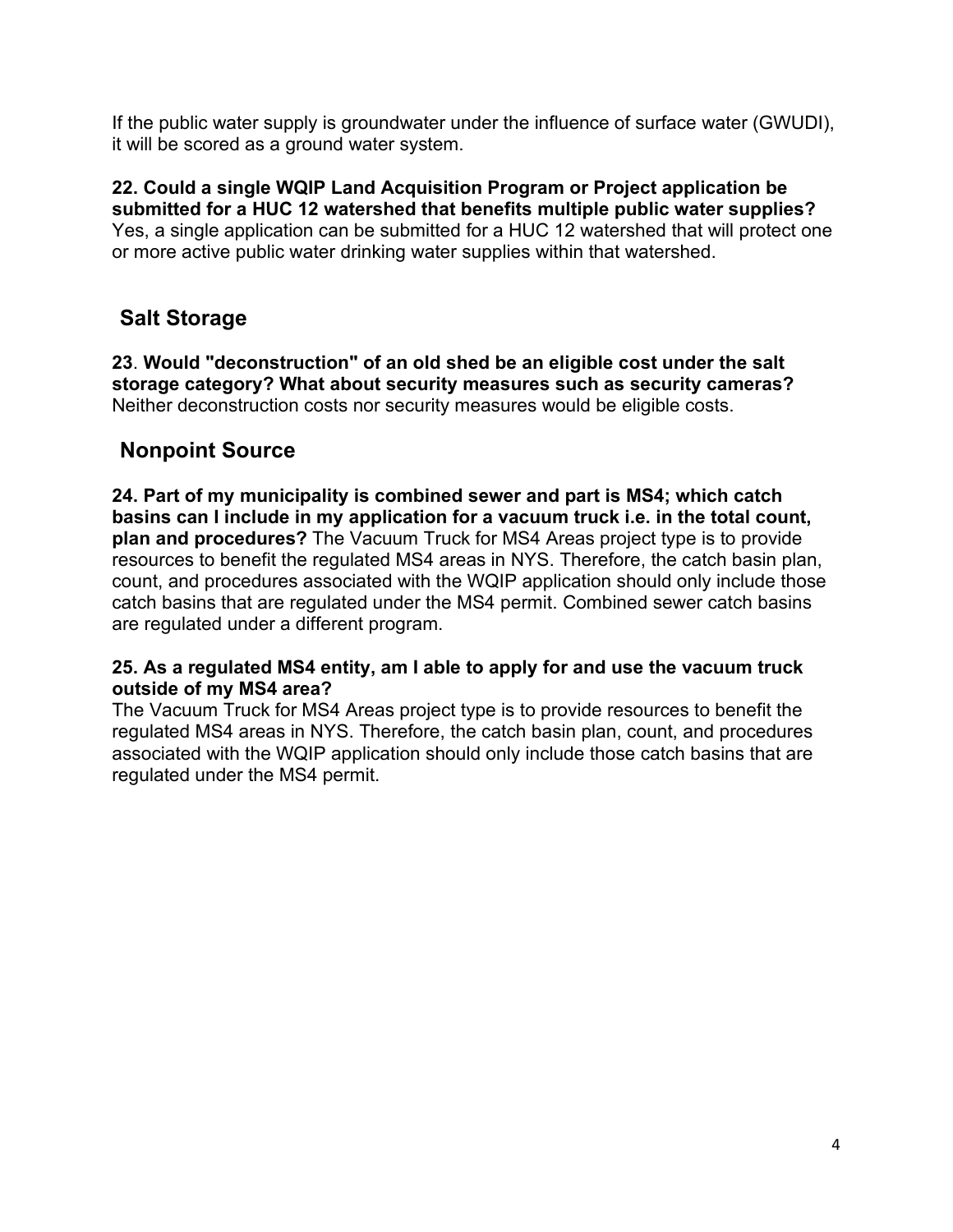If the public water supply is groundwater under the influence of surface water (GWUDI), it will be scored as a ground water system.

**22. Could a single WQIP Land Acquisition Program or Project application be submitted for a HUC 12 watershed that benefits multiple public water supplies?**
Yes, a single application can be submitted for a HUC 12 watershed that will protect one or more active public water drinking water supplies within that watershed.

## Salt Storage

**23**. **Would "deconstruction" of an old shed be an eligible cost under the salt storage category? What about security measures such as security cameras?**
Neither deconstruction costs nor security measures would be eligible costs.

## Nonpoint Source

**24. Part of my municipality is combined sewer and part is MS4; which catch basins can I include in my application for a vacuum truck i.e. in the total count, plan and procedures?** The Vacuum Truck for MS4 Areas project type is to provide resources to benefit the regulated MS4 areas in NYS. Therefore, the catch basin plan, count, and procedures associated with the WQIP application should only include those catch basins that are regulated under the MS4 permit. Combined sewer catch basins are regulated under a different program.

**25. As a regulated MS4 entity, am I able to apply for and use the vacuum truck outside of my MS4 area?**
The Vacuum Truck for MS4 Areas project type is to provide resources to benefit the regulated MS4 areas in NYS. Therefore, the catch basin plan, count, and procedures associated with the WQIP application should only include those catch basins that are regulated under the MS4 permit.